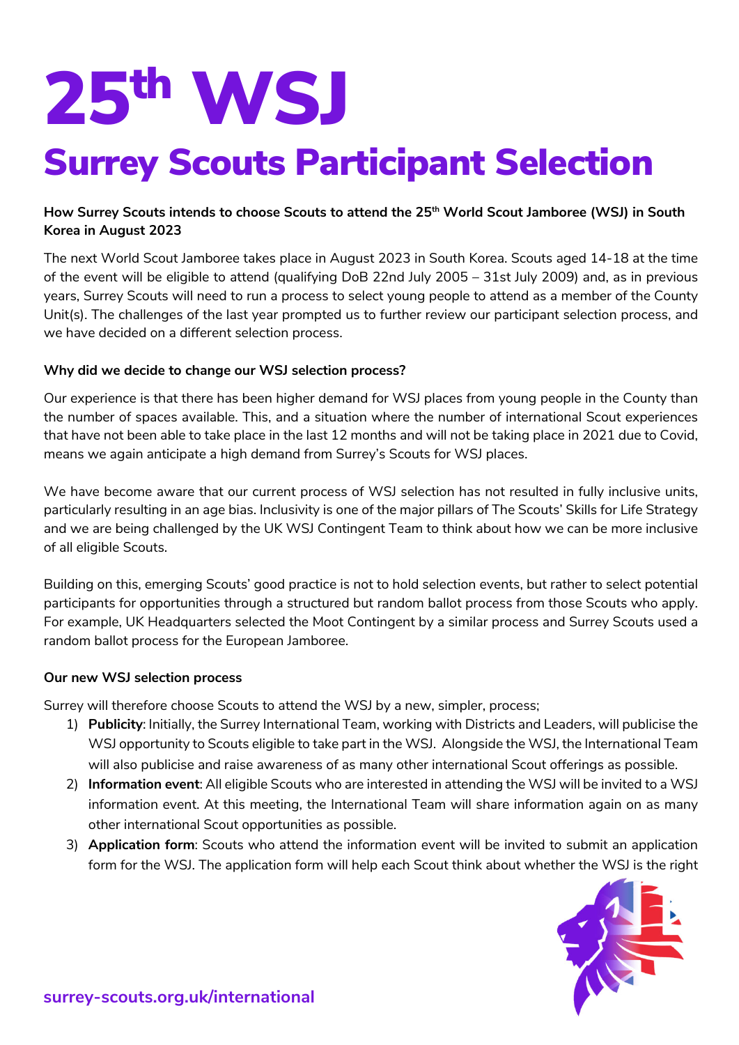# 25th WSJ

# Surrey Scouts Participant Selection

**How Surrey Scouts intends to choose Scouts to attend the 25th World Scout Jamboree (WSJ) in South Korea in August 2023**

The next World Scout Jamboree takes place in August 2023 in South Korea. Scouts aged 14-18 at the time of the event will be eligible to attend (qualifying DoB 22nd July 2005 – 31st July 2009) and, as in previous years, Surrey Scouts will need to run a process to select young people to attend as a member of the County Unit(s). The challenges of the last year prompted us to further review our participant selection process, and we have decided on a different selection process.

**Why did we decide to change our WSJ selection process?**

Our experience is that there has been higher demand for WSJ places from young people in the County than the number of spaces available. This, and a situation where the number of international Scout experiences that have not been able to take place in the last 12 months and will not be taking place in 2021 due to Covid, means we again anticipate a high demand from Surrey's Scouts for WSJ places.

We have become aware that our current process of WSJ selection has not resulted in fully inclusive units, particularly resulting in an age bias. Inclusivity is one of the major pillars of The Scouts' Skills for Life Strategy and we are being challenged by the UK WSJ Contingent Team to think about how we can be more inclusive of all eligible Scouts.

Building on this, emerging Scouts' good practice is not to hold selection events, but rather to select potential participants for opportunities through a structured but random ballot process from those Scouts who apply. For example, UK Headquarters selected the Moot Contingent by a similar process and Surrey Scouts used a random ballot process for the European Jamboree.

**Our new WSJ selection process**

Surrey will therefore choose Scouts to attend the WSJ by a new, simpler, process;

1) **Publicity**: Initially, the Surrey International Team, working with Districts and Leaders, will publicise the WSJ opportunity to Scouts eligible to take part in the WSJ. Alongside the WSJ, the International Team will also publicise and raise awareness of as many other international Scout offerings as possible.
2) **Information event**: All eligible Scouts who are interested in attending the WSJ will be invited to a WSJ information event. At this meeting, the International Team will share information again on as many other international Scout opportunities as possible.
3) **Application form**: Scouts who attend the information event will be invited to submit an application form for the WSJ. The application form will help each Scout think about whether the WSJ is the right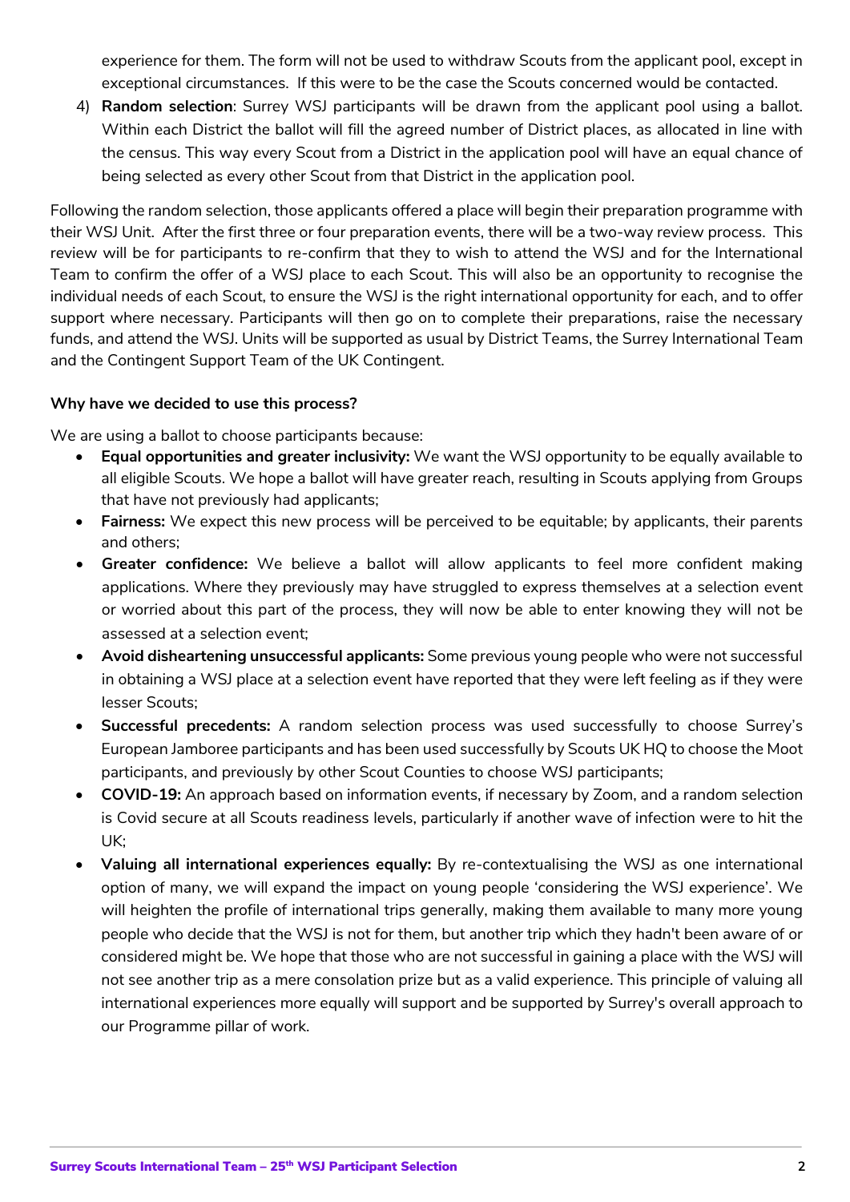experience for them. The form will not be used to withdraw Scouts from the applicant pool, except in exceptional circumstances. If this were to be the case the Scouts concerned would be contacted.

4) **Random selection**: Surrey WSJ participants will be drawn from the applicant pool using a ballot. Within each District the ballot will fill the agreed number of District places, as allocated in line with the census. This way every Scout from a District in the application pool will have an equal chance of being selected as every other Scout from that District in the application pool.

Following the random selection, those applicants offered a place will begin their preparation programme with their WSJ Unit. After the first three or four preparation events, there will be a two-way review process. This review will be for participants to re-confirm that they to wish to attend the WSJ and for the International Team to confirm the offer of a WSJ place to each Scout. This will also be an opportunity to recognise the individual needs of each Scout, to ensure the WSJ is the right international opportunity for each, and to offer support where necessary. Participants will then go on to complete their preparations, raise the necessary funds, and attend the WSJ. Units will be supported as usual by District Teams, the Surrey International Team and the Contingent Support Team of the UK Contingent.

**Why have we decided to use this process?**

We are using a ballot to choose participants because:

- **Equal opportunities and greater inclusivity:** We want the WSJ opportunity to be equally available to all eligible Scouts. We hope a ballot will have greater reach, resulting in Scouts applying from Groups that have not previously had applicants;
- **Fairness:** We expect this new process will be perceived to be equitable; by applicants, their parents and others;
- **Greater confidence:** We believe a ballot will allow applicants to feel more confident making applications. Where they previously may have struggled to express themselves at a selection event or worried about this part of the process, they will now be able to enter knowing they will not be assessed at a selection event;
- **Avoid disheartening unsuccessful applicants:** Some previous young people who were not successful in obtaining a WSJ place at a selection event have reported that they were left feeling as if they were lesser Scouts;
- **Successful precedents:** A random selection process was used successfully to choose Surrey's European Jamboree participants and has been used successfully by Scouts UK HQ to choose the Moot participants, and previously by other Scout Counties to choose WSJ participants;
- **COVID-19:** An approach based on information events, if necessary by Zoom, and a random selection is Covid secure at all Scouts readiness levels, particularly if another wave of infection were to hit the UK;
- **Valuing all international experiences equally:** By re-contextualising the WSJ as one international option of many, we will expand the impact on young people 'considering the WSJ experience'. We will heighten the profile of international trips generally, making them available to many more young people who decide that the WSJ is not for them, but another trip which they hadn't been aware of or considered might be. We hope that those who are not successful in gaining a place with the WSJ will not see another trip as a mere consolation prize but as a valid experience. This principle of valuing all international experiences more equally will support and be supported by Surrey's overall approach to our Programme pillar of work.